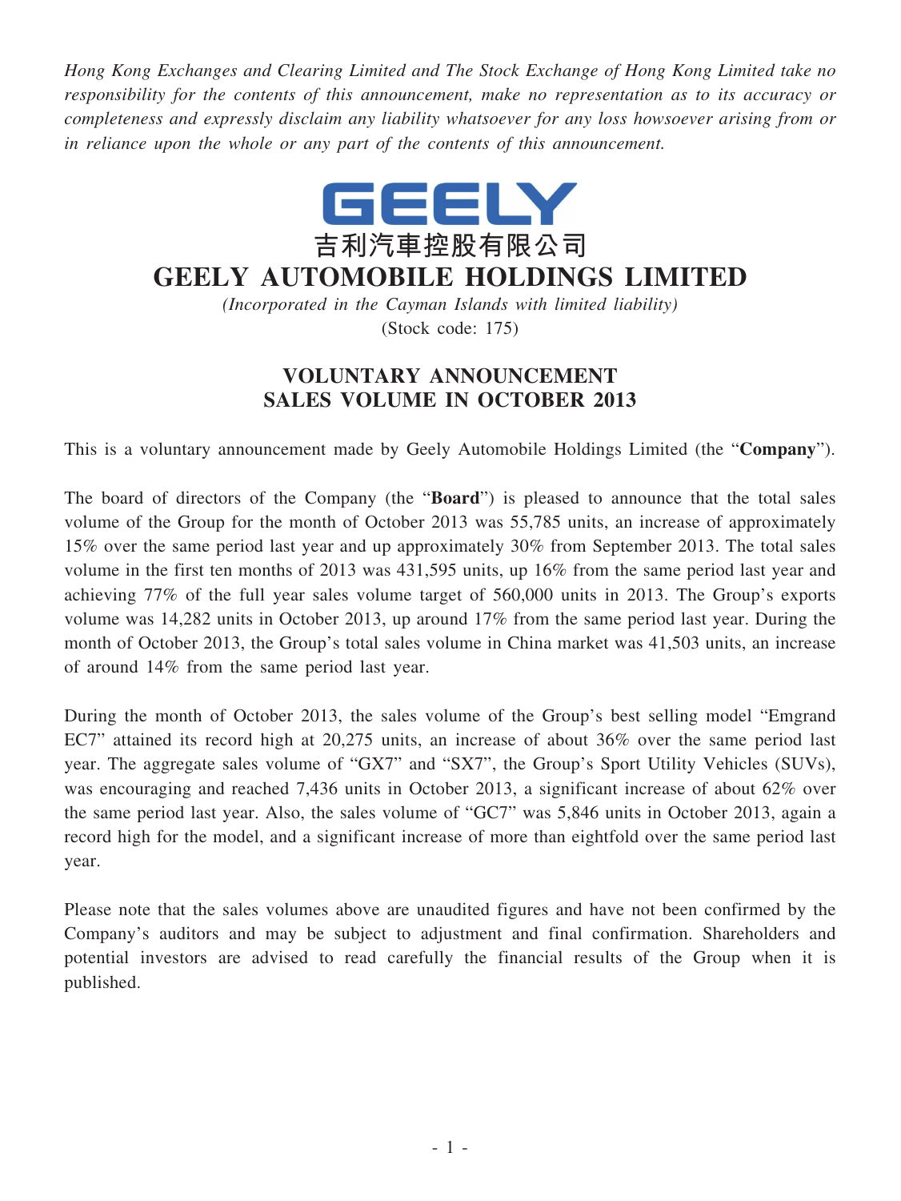*Hong Kong Exchanges and Clearing Limited and The Stock Exchange of Hong Kong Limited take no responsibility for the contents of this announcement, make no representation as to its accuracy or completeness and expressly disclaim any liability whatsoever for any loss howsoever arising from or in reliance upon the whole or any part of the contents of this announcement.*

GEELY

吉利汽車控股有限公司

# GEELY AUTOMOBILE HOLDINGS LIMITED

*(Incorporated in the Cayman Islands with limited liability)*

(Stock code: 175)

## VOLUNTARY ANNOUNCEMENT
## SALES VOLUME IN OCTOBER 2013

This is a voluntary announcement made by Geely Automobile Holdings Limited (the "**Company**").

The board of directors of the Company (the "**Board**") is pleased to announce that the total sales volume of the Group for the month of October 2013 was 55,785 units, an increase of approximately 15% over the same period last year and up approximately 30% from September 2013. The total sales volume in the first ten months of 2013 was 431,595 units, up 16% from the same period last year and achieving 77% of the full year sales volume target of 560,000 units in 2013. The Group's exports volume was 14,282 units in October 2013, up around 17% from the same period last year. During the month of October 2013, the Group's total sales volume in China market was 41,503 units, an increase of around 14% from the same period last year.

During the month of October 2013, the sales volume of the Group's best selling model "Emgrand EC7" attained its record high at 20,275 units, an increase of about 36% over the same period last year. The aggregate sales volume of "GX7" and "SX7", the Group's Sport Utility Vehicles (SUVs), was encouraging and reached 7,436 units in October 2013, a significant increase of about 62% over the same period last year. Also, the sales volume of "GC7" was 5,846 units in October 2013, again a record high for the model, and a significant increase of more than eightfold over the same period last year.

Please note that the sales volumes above are unaudited figures and have not been confirmed by the Company's auditors and may be subject to adjustment and final confirmation. Shareholders and potential investors are advised to read carefully the financial results of the Group when it is published.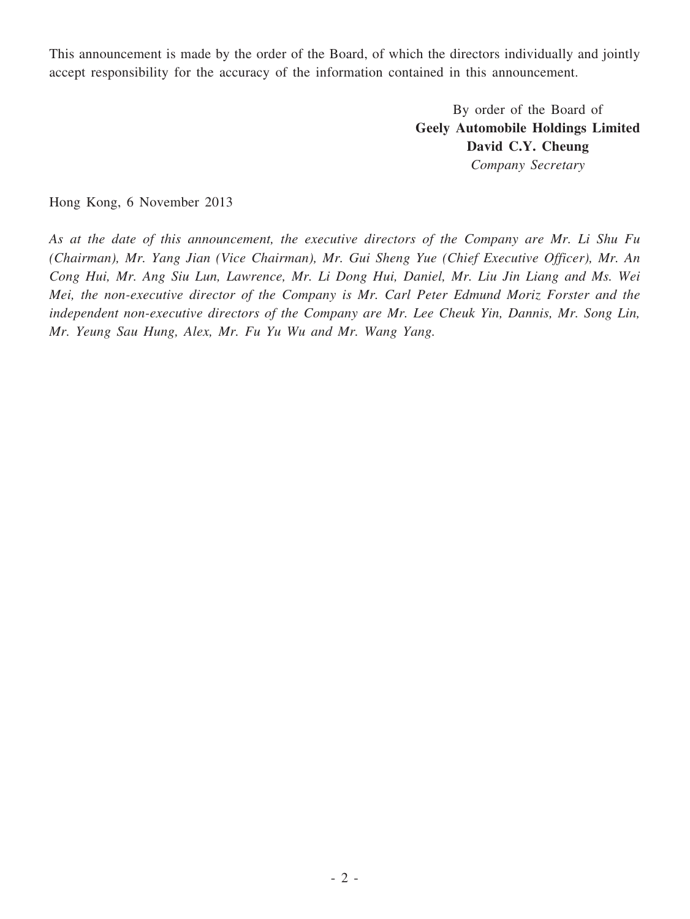This announcement is made by the order of the Board, of which the directors individually and jointly accept responsibility for the accuracy of the information contained in this announcement.

By order of the Board of
**Geely Automobile Holdings Limited**
**David C.Y. Cheung**
*Company Secretary*

Hong Kong, 6 November 2013

*As at the date of this announcement, the executive directors of the Company are Mr. Li Shu Fu (Chairman), Mr. Yang Jian (Vice Chairman), Mr. Gui Sheng Yue (Chief Executive Officer), Mr. An Cong Hui, Mr. Ang Siu Lun, Lawrence, Mr. Li Dong Hui, Daniel, Mr. Liu Jin Liang and Ms. Wei Mei, the non-executive director of the Company is Mr. Carl Peter Edmund Moriz Forster and the independent non-executive directors of the Company are Mr. Lee Cheuk Yin, Dannis, Mr. Song Lin, Mr. Yeung Sau Hung, Alex, Mr. Fu Yu Wu and Mr. Wang Yang.*